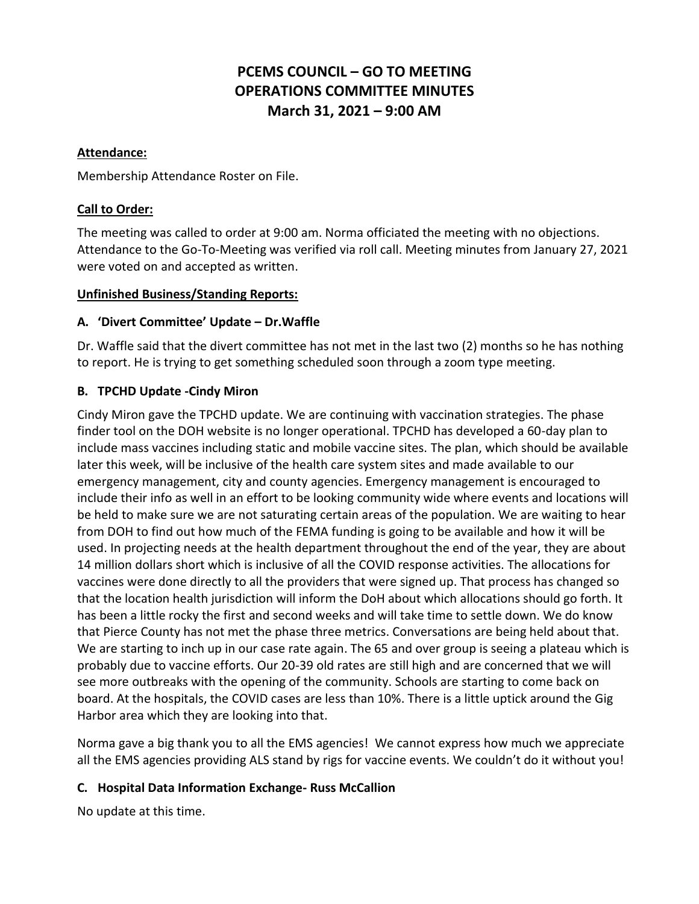# PCEMS COUNCIL – GO TO MEETING
# OPERATIONS COMMITTEE MINUTES
# March 31, 2021 – 9:00 AM

**Attendance:**

Membership Attendance Roster on File.

**Call to Order:**

The meeting was called to order at 9:00 am. Norma officiated the meeting with no objections. Attendance to the Go-To-Meeting was verified via roll call. Meeting minutes from January 27, 2021 were voted on and accepted as written.

**Unfinished Business/Standing Reports:**

**A. 'Divert Committee' Update – Dr.Waffle**

Dr. Waffle said that the divert committee has not met in the last two (2) months so he has nothing to report. He is trying to get something scheduled soon through a zoom type meeting.

**B. TPCHD Update -Cindy Miron**

Cindy Miron gave the TPCHD update. We are continuing with vaccination strategies. The phase finder tool on the DOH website is no longer operational. TPCHD has developed a 60-day plan to include mass vaccines including static and mobile vaccine sites. The plan, which should be available later this week, will be inclusive of the health care system sites and made available to our emergency management, city and county agencies. Emergency management is encouraged to include their info as well in an effort to be looking community wide where events and locations will be held to make sure we are not saturating certain areas of the population. We are waiting to hear from DOH to find out how much of the FEMA funding is going to be available and how it will be used. In projecting needs at the health department throughout the end of the year, they are about 14 million dollars short which is inclusive of all the COVID response activities. The allocations for vaccines were done directly to all the providers that were signed up. That process has changed so that the location health jurisdiction will inform the DoH about which allocations should go forth. It has been a little rocky the first and second weeks and will take time to settle down. We do know that Pierce County has not met the phase three metrics. Conversations are being held about that. We are starting to inch up in our case rate again. The 65 and over group is seeing a plateau which is probably due to vaccine efforts. Our 20-39 old rates are still high and are concerned that we will see more outbreaks with the opening of the community. Schools are starting to come back on board. At the hospitals, the COVID cases are less than 10%. There is a little uptick around the Gig Harbor area which they are looking into that.

Norma gave a big thank you to all the EMS agencies! We cannot express how much we appreciate all the EMS agencies providing ALS stand by rigs for vaccine events. We couldn't do it without you!

**C. Hospital Data Information Exchange- Russ McCallion**

No update at this time.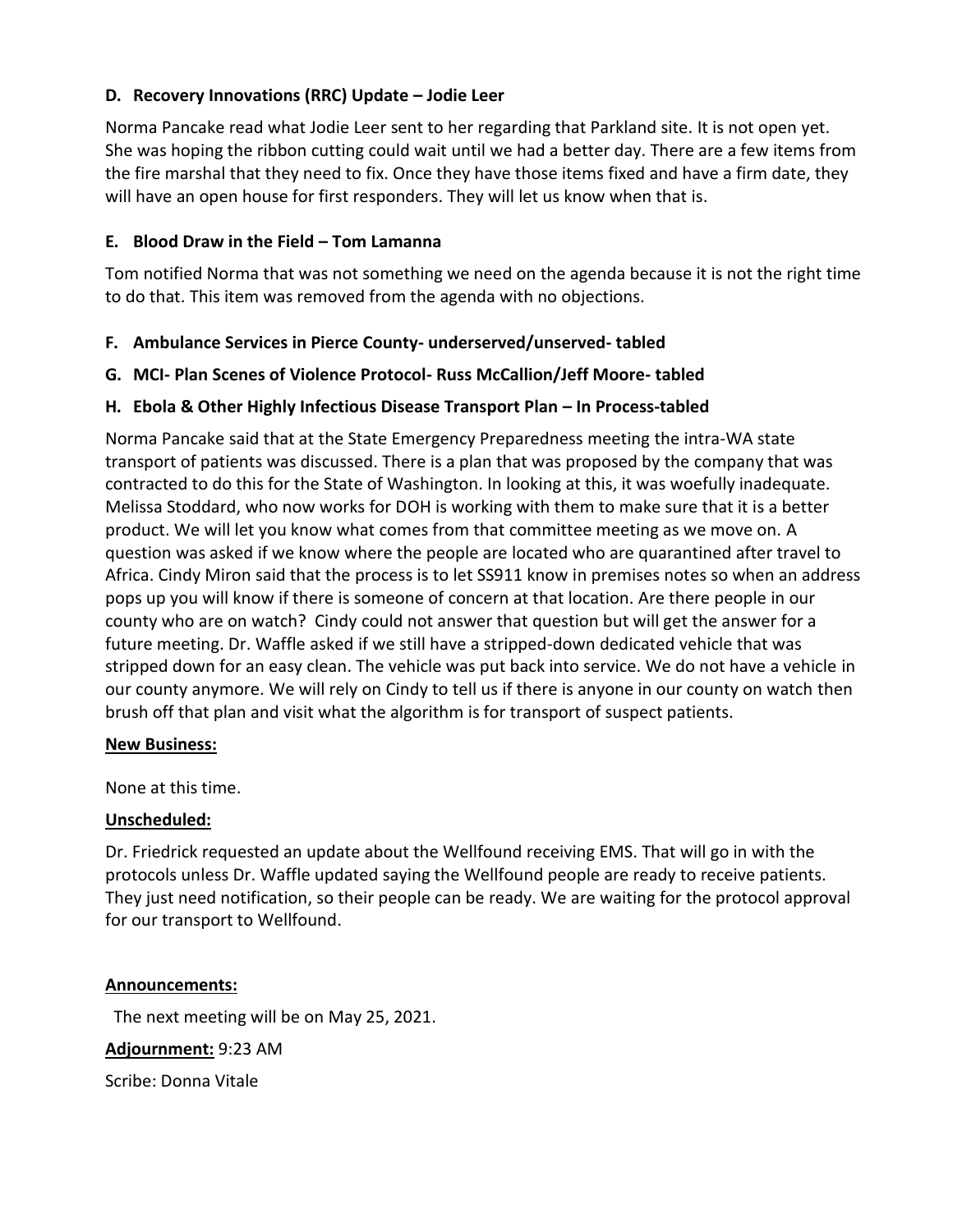**D. Recovery Innovations (RRC) Update – Jodie Leer**

Norma Pancake read what Jodie Leer sent to her regarding that Parkland site. It is not open yet. She was hoping the ribbon cutting could wait until we had a better day. There are a few items from the fire marshal that they need to fix. Once they have those items fixed and have a firm date, they will have an open house for first responders. They will let us know when that is.

**E. Blood Draw in the Field – Tom Lamanna**

Tom notified Norma that was not something we need on the agenda because it is not the right time to do that. This item was removed from the agenda with no objections.

**F. Ambulance Services in Pierce County- underserved/unserved- tabled**

**G. MCI- Plan Scenes of Violence Protocol- Russ McCallion/Jeff Moore- tabled**

**H. Ebola & Other Highly Infectious Disease Transport Plan – In Process-tabled**

Norma Pancake said that at the State Emergency Preparedness meeting the intra-WA state transport of patients was discussed. There is a plan that was proposed by the company that was contracted to do this for the State of Washington. In looking at this, it was woefully inadequate. Melissa Stoddard, who now works for DOH is working with them to make sure that it is a better product. We will let you know what comes from that committee meeting as we move on. A question was asked if we know where the people are located who are quarantined after travel to Africa. Cindy Miron said that the process is to let SS911 know in premises notes so when an address pops up you will know if there is someone of concern at that location. Are there people in our county who are on watch? Cindy could not answer that question but will get the answer for a future meeting. Dr. Waffle asked if we still have a stripped-down dedicated vehicle that was stripped down for an easy clean. The vehicle was put back into service. We do not have a vehicle in our county anymore. We will rely on Cindy to tell us if there is anyone in our county on watch then brush off that plan and visit what the algorithm is for transport of suspect patients.

**New Business:**

None at this time.

**Unscheduled:**

Dr. Friedrick requested an update about the Wellfound receiving EMS. That will go in with the protocols unless Dr. Waffle updated saying the Wellfound people are ready to receive patients. They just need notification, so their people can be ready. We are waiting for the protocol approval for our transport to Wellfound.

**Announcements:**

The next meeting will be on May 25, 2021.

**Adjournment:** 9:23 AM

Scribe: Donna Vitale